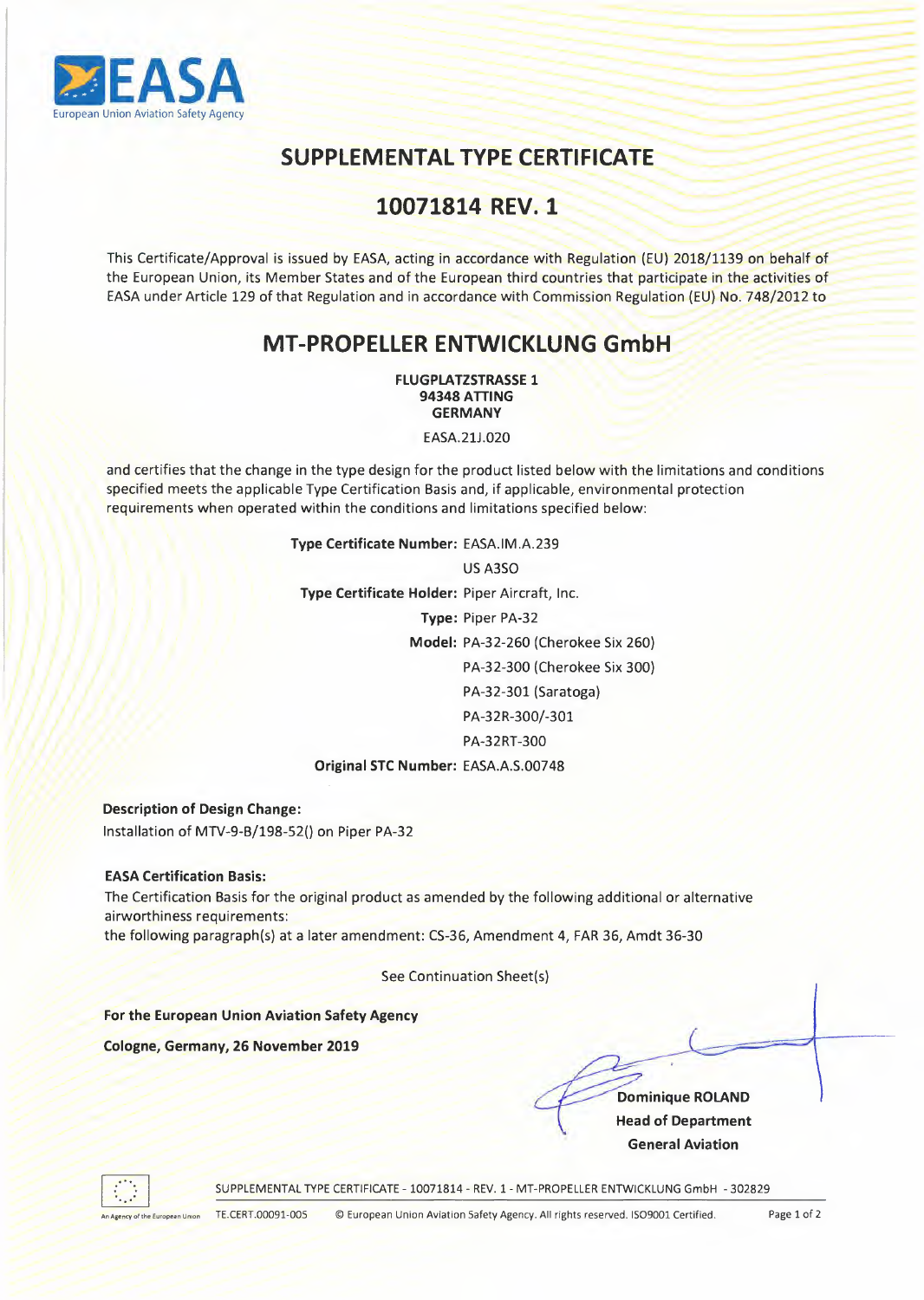# SUPPLEMENTAL TYPE CERTIFICATE

## 10071814 REV. 1

This Certificate/Approval is issued by EASA, acting in accordance with Regulation (EU) 2018/1139 on behalf of the European Union, its Member States and of the European third countries that participate in the activities of EASA under Article 129 of that Regulation and in accordance with Commission Regulation (EU) No. 748/2012 to

## MT-PROPELLER ENTWICKLUNG GmbH

**FLUGPLATZSTRASSE 1**
**94348 ATTING**
**GERMANY**

EASA.21J.020

and certifies that the change in the type design for the product listed below with the limitations and conditions specified meets the applicable Type Certification Basis and, if applicable, environmental protection requirements when operated within the conditions and limitations specified below:

**Type Certificate Number:** EASA.IM.A.239
US A3SO

**Type Certificate Holder:** Piper Aircraft, Inc.

**Type:** Piper PA-32

**Model:** PA-32-260 (Cherokee Six 260)
PA-32-300 (Cherokee Six 300)
PA-32-301 (Saratoga)
PA-32R-300/-301
PA-32RT-300

**Original STC Number:** EASA.A.S.00748

**Description of Design Change:**
Installation of MTV-9-B/198-52() on Piper PA-32

**EASA Certification Basis:**
The Certification Basis for the original product as amended by the following additional or alternative airworthiness requirements:
the following paragraph(s) at a later amendment: CS-36, Amendment 4, FAR 36, Amdt 36-30

See Continuation Sheet(s)

**For the European Union Aviation Safety Agency**

**Cologne, Germany, 26 November 2019**

**Dominique ROLAND**
**Head of Department**
**General Aviation**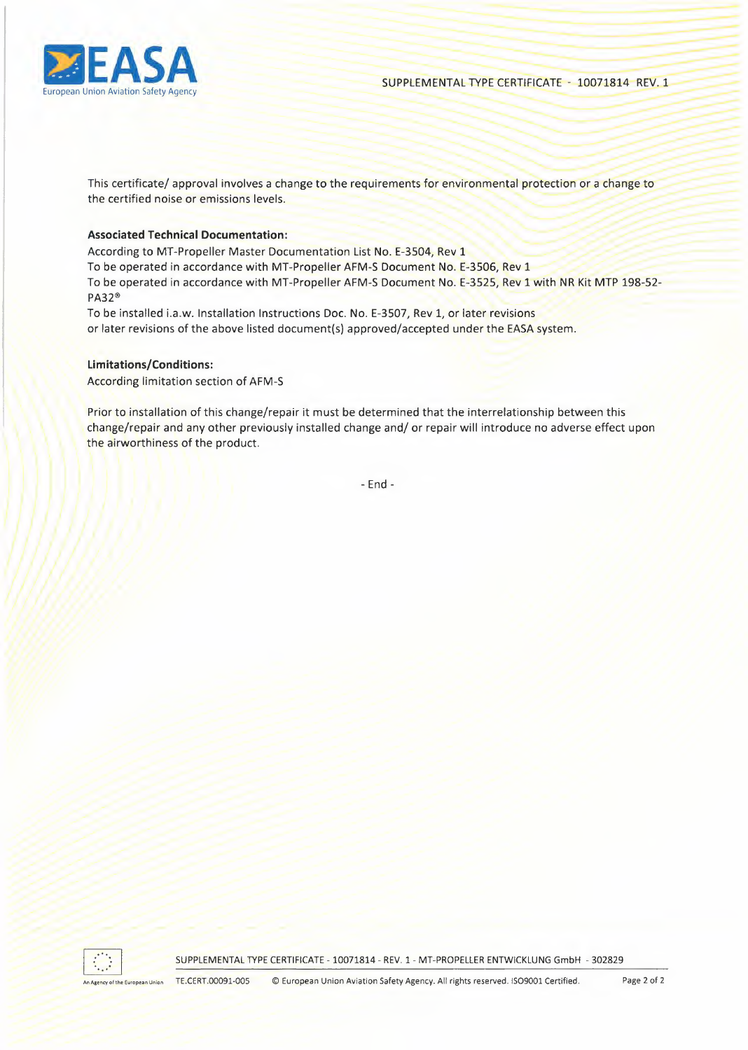This certificate/ approval involves a change to the requirements for environmental protection or a change to the certified noise or emissions levels.

**Associated Technical Documentation:**
According to MT-Propeller Master Documentation List No. E-3504, Rev 1
To be operated in accordance with MT-Propeller AFM-S Document No. E-3506, Rev 1
To be operated in accordance with MT-Propeller AFM-S Document No. E-3525, Rev 1 with NR Kit MTP 198-52-PA32®
To be installed i.a.w. Installation Instructions Doc. No. E-3507, Rev 1, or later revisions
or later revisions of the above listed document(s) approved/accepted under the EASA system.

**Limitations/Conditions:**
According limitation section of AFM-S

Prior to installation of this change/repair it must be determined that the interrelationship between this change/repair and any other previously installed change and/ or repair will introduce no adverse effect upon the airworthiness of the product.

- End -